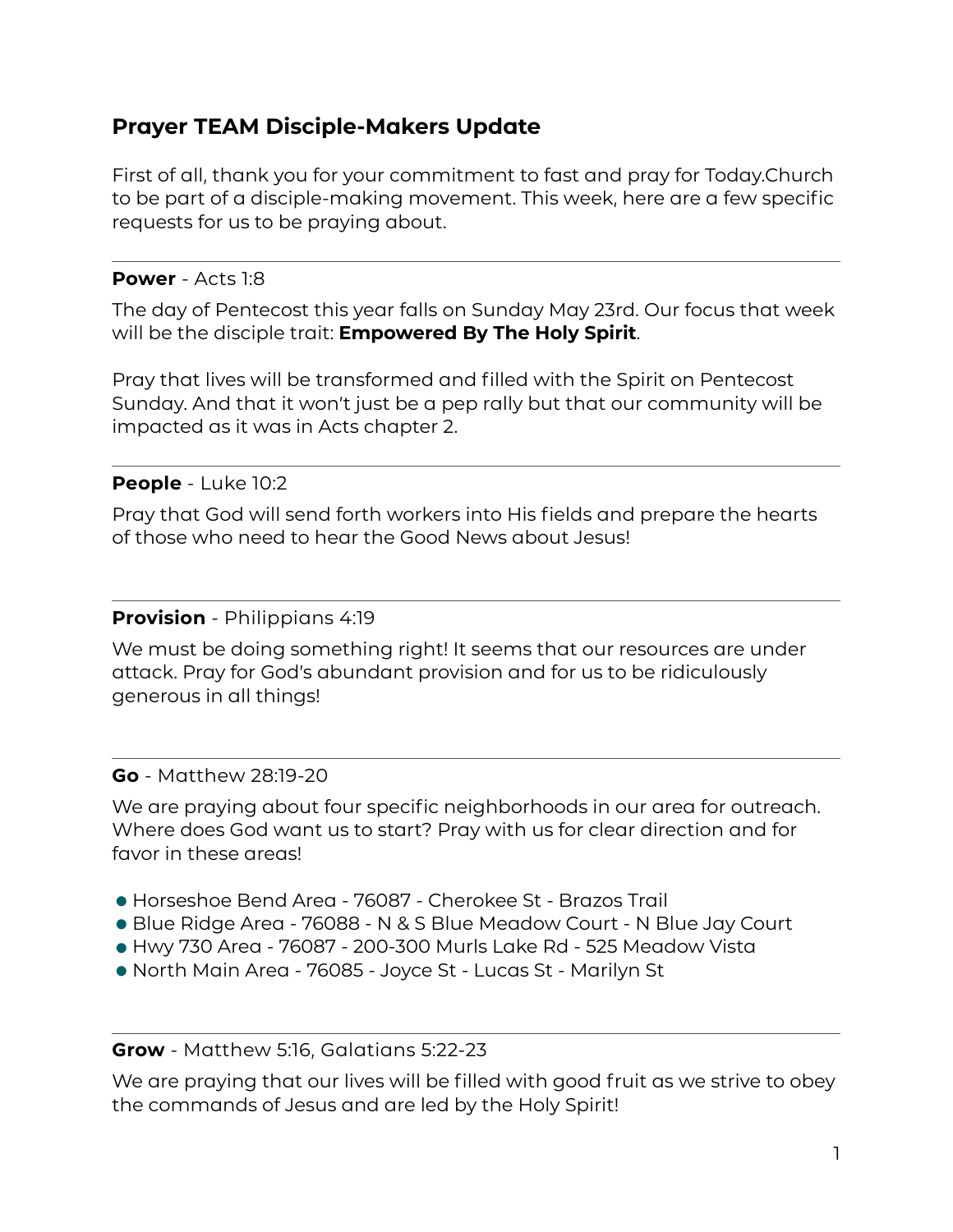# Prayer TEAM Disciple-Makers Update

First of all, thank you for your commitment to fast and pray for Today.Church to be part of a disciple-making movement. This week, here are a few specific requests for us to be praying about.

---

**Power** - Acts 1:8

The day of Pentecost this year falls on Sunday May 23rd. Our focus that week will be the disciple trait: **Empowered By The Holy Spirit**.

Pray that lives will be transformed and filled with the Spirit on Pentecost Sunday. And that it won't just be a pep rally but that our community will be impacted as it was in Acts chapter 2.

---

**People** - Luke 10:2

Pray that God will send forth workers into His fields and prepare the hearts of those who need to hear the Good News about Jesus!

---

**Provision** - Philippians 4:19

We must be doing something right! It seems that our resources are under attack. Pray for God's abundant provision and for us to be ridiculously generous in all things!

---

**Go** - Matthew 28:19-20

We are praying about four specific neighborhoods in our area for outreach. Where does God want us to start? Pray with us for clear direction and for favor in these areas!

- Horseshoe Bend Area - 76087 - Cherokee St - Brazos Trail
- Blue Ridge Area - 76088 - N & S Blue Meadow Court - N Blue Jay Court
- Hwy 730 Area - 76087 - 200-300 Murls Lake Rd - 525 Meadow Vista
- North Main Area - 76085 - Joyce St - Lucas St - Marilyn St

---

**Grow** - Matthew 5:16, Galatians 5:22-23

We are praying that our lives will be filled with good fruit as we strive to obey the commands of Jesus and are led by the Holy Spirit!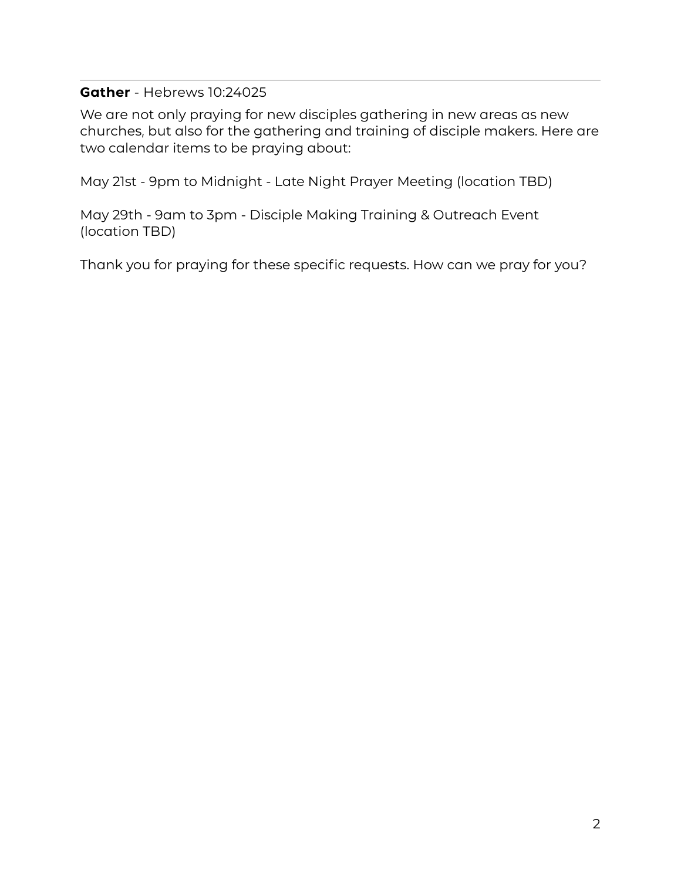---

**Gather** - Hebrews 10:24025

We are not only praying for new disciples gathering in new areas as new churches, but also for the gathering and training of disciple makers. Here are two calendar items to be praying about:

May 21st - 9pm to Midnight - Late Night Prayer Meeting (location TBD)

May 29th - 9am to 3pm - Disciple Making Training & Outreach Event (location TBD)

Thank you for praying for these specific requests. How can we pray for you?